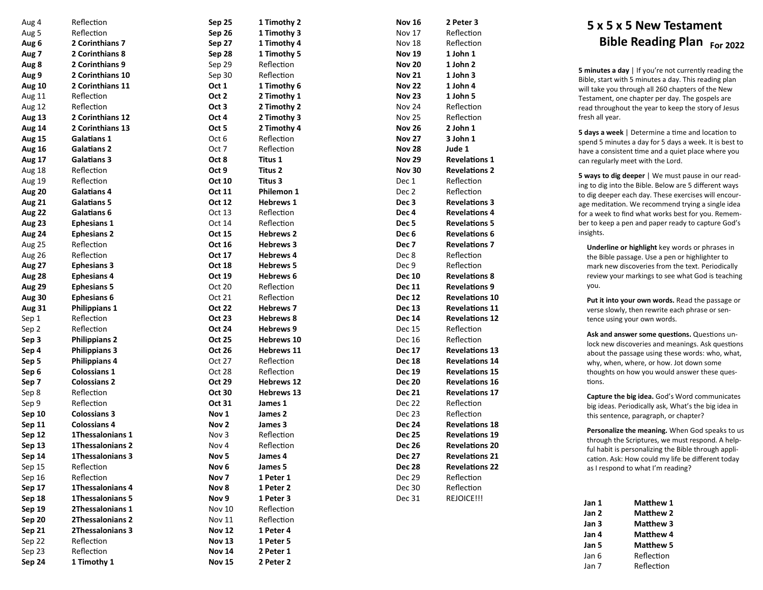| | |
|---|---|
| Aug 4 | Reflection |
| Aug 5 | Reflection |
| **Aug 6** | **2 Corinthians 7** |
| **Aug 7** | **2 Corinthians 8** |
| **Aug 8** | **2 Corinthians 9** |
| **Aug 9** | **2 Corinthians 10** |
| **Aug 10** | **2 Corinthians 11** |
| Aug 11 | Reflection |
| Aug 12 | Reflection |
| **Aug 13** | **2 Corinthians 12** |
| **Aug 14** | **2 Corinthians 13** |
| **Aug 15** | **Galatians 1** |
| **Aug 16** | **Galatians 2** |
| **Aug 17** | **Galatians 3** |
| Aug 18 | Reflection |
| Aug 19 | Reflection |
| **Aug 20** | **Galatians 4** |
| **Aug 21** | **Galatians 5** |
| **Aug 22** | **Galatians 6** |
| **Aug 23** | **Ephesians 1** |
| **Aug 24** | **Ephesians 2** |
| Aug 25 | Reflection |
| Aug 26 | Reflection |
| **Aug 27** | **Ephesians 3** |
| **Aug 28** | **Ephesians 4** |
| **Aug 29** | **Ephesians 5** |
| **Aug 30** | **Ephesians 6** |
| **Aug 31** | **Philippians 1** |
| Sep 1 | Reflection |
| Sep 2 | Reflection |
| **Sep 3** | **Philippians 2** |
| **Sep 4** | **Philippians 3** |
| **Sep 5** | **Philippians 4** |
| **Sep 6** | **Colossians 1** |
| **Sep 7** | **Colossians 2** |
| Sep 8 | Reflection |
| Sep 9 | Reflection |
| **Sep 10** | **Colossians 3** |
| **Sep 11** | **Colossians 4** |
| **Sep 12** | **1Thessalonians 1** |
| **Sep 13** | **1Thessalonians 2** |
| **Sep 14** | **1Thessalonians 3** |
| Sep 15 | Reflection |
| Sep 16 | Reflection |
| **Sep 17** | **1Thessalonians 4** |
| **Sep 18** | **1Thessalonians 5** |
| **Sep 19** | **2Thessalonians 1** |
| **Sep 20** | **2Thessalonians 2** |
| **Sep 21** | **2Thessalonians 3** |
| Sep 22 | Reflection |
| Sep 23 | Reflection |
| **Sep 24** | **1 Timothy 1** |
| **Sep 25** | **1 Timothy 2** |
| **Sep 26** | **1 Timothy 3** |
| **Sep 27** | **1 Timothy 4** |
| **Sep 28** | **1 Timothy 5** |
| Sep 29 | Reflection |
| Sep 30 | Reflection |
| **Oct 1** | **1 Timothy 6** |
| **Oct 2** | **2 Timothy 1** |
| **Oct 3** | **2 Timothy 2** |
| **Oct 4** | **2 Timothy 3** |
| **Oct 5** | **2 Timothy 4** |
| Oct 6 | Reflection |
| Oct 7 | Reflection |
| **Oct 8** | **Titus 1** |
| **Oct 9** | **Titus 2** |
| **Oct 10** | **Titus 3** |
| **Oct 11** | **Philemon 1** |
| **Oct 12** | **Hebrews 1** |
| Oct 13 | Reflection |
| Oct 14 | Reflection |
| **Oct 15** | **Hebrews 2** |
| **Oct 16** | **Hebrews 3** |
| **Oct 17** | **Hebrews 4** |
| **Oct 18** | **Hebrews 5** |
| **Oct 19** | **Hebrews 6** |
| Oct 20 | Reflection |
| Oct 21 | Reflection |
| **Oct 22** | **Hebrews 7** |
| **Oct 23** | **Hebrews 8** |
| **Oct 24** | **Hebrews 9** |
| **Oct 25** | **Hebrews 10** |
| **Oct 26** | **Hebrews 11** |
| Oct 27 | Reflection |
| Oct 28 | Reflection |
| **Oct 29** | **Hebrews 12** |
| **Oct 30** | **Hebrews 13** |
| **Oct 31** | **James 1** |
| **Nov 1** | **James 2** |
| **Nov 2** | **James 3** |
| Nov 3 | Reflection |
| Nov 4 | Reflection |
| **Nov 5** | **James 4** |
| **Nov 6** | **James 5** |
| **Nov 7** | **1 Peter 1** |
| **Nov 8** | **1 Peter 2** |
| **Nov 9** | **1 Peter 3** |
| Nov 10 | Reflection |
| Nov 11 | Reflection |
| **Nov 12** | **1 Peter 4** |
| **Nov 13** | **1 Peter 5** |
| **Nov 14** | **2 Peter 1** |
| **Nov 15** | **2 Peter 2** |
| **Nov 16** | **2 Peter 3** |
| Nov 17 | Reflection |
| Nov 18 | Reflection |
| **Nov 19** | **1 John 1** |
| **Nov 20** | **1 John 2** |
| **Nov 21** | **1 John 3** |
| **Nov 22** | **1 John 4** |
| **Nov 23** | **1 John 5** |
| Nov 24 | Reflection |
| Nov 25 | Reflection |
| **Nov 26** | **2 John 1** |
| **Nov 27** | **3 John 1** |
| **Nov 28** | **Jude 1** |
| **Nov 29** | **Revelations 1** |
| **Nov 30** | **Revelations 2** |
| Dec 1 | Reflection |
| Dec 2 | Reflection |
| **Dec 3** | **Revelations 3** |
| **Dec 4** | **Revelations 4** |
| **Dec 5** | **Revelations 5** |
| **Dec 6** | **Revelations 6** |
| **Dec 7** | **Revelations 7** |
| Dec 8 | Reflection |
| Dec 9 | Reflection |
| **Dec 10** | **Revelations 8** |
| **Dec 11** | **Revelations 9** |
| **Dec 12** | **Revelations 10** |
| **Dec 13** | **Revelations 11** |
| **Dec 14** | **Revelations 12** |
| Dec 15 | Reflection |
| Dec 16 | Reflection |
| **Dec 17** | **Revelations 13** |
| **Dec 18** | **Revelations 14** |
| **Dec 19** | **Revelations 15** |
| **Dec 20** | **Revelations 16** |
| **Dec 21** | **Revelations 17** |
| Dec 22 | Reflection |
| Dec 23 | Reflection |
| **Dec 24** | **Revelations 18** |
| **Dec 25** | **Revelations 19** |
| **Dec 26** | **Revelations 20** |
| **Dec 27** | **Revelations 21** |
| **Dec 28** | **Revelations 22** |
| Dec 29 | Reflection |
| Dec 30 | Reflection |
| Dec 31 | REJOICE!!! |

# 5 x 5 x 5 New Testament Bible Reading Plan For 2022

**5 minutes a day** | If you're not currently reading the Bible, start with 5 minutes a day. This reading plan will take you through all 260 chapters of the New Testament, one chapter per day. The gospels are read throughout the year to keep the story of Jesus fresh all year.

**5 days a week** | Determine a time and location to spend 5 minutes a day for 5 days a week. It is best to have a consistent time and a quiet place where you can regularly meet with the Lord.

**5 ways to dig deeper** | We must pause in our reading to dig into the Bible. Below are 5 different ways to dig deeper each day. These exercises will encourage meditation. We recommend trying a single idea for a week to find what works best for you. Remember to keep a pen and paper ready to capture God's insights.

**Underline or highlight** key words or phrases in the Bible passage. Use a pen or highlighter to mark new discoveries from the text. Periodically review your markings to see what God is teaching you.

**Put it into your own words.** Read the passage or verse slowly, then rewrite each phrase or sentence using your own words.

**Ask and answer some questions.** Questions unlock new discoveries and meanings. Ask questions about the passage using these words: who, what, why, when, where, or how. Jot down some thoughts on how you would answer these questions.

**Capture the big idea.** God's Word communicates big ideas. Periodically ask, What's the big idea in this sentence, paragraph, or chapter?

**Personalize the meaning.** When God speaks to us through the Scriptures, we must respond. A helpful habit is personalizing the Bible through application. Ask: How could my life be different today as I respond to what I'm reading?

| | |
|---|---|
| **Jan 1** | **Matthew 1** |
| **Jan 2** | **Matthew 2** |
| **Jan 3** | **Matthew 3** |
| **Jan 4** | **Matthew 4** |
| **Jan 5** | **Matthew 5** |
| Jan 6 | Reflection |
| Jan 7 | Reflection |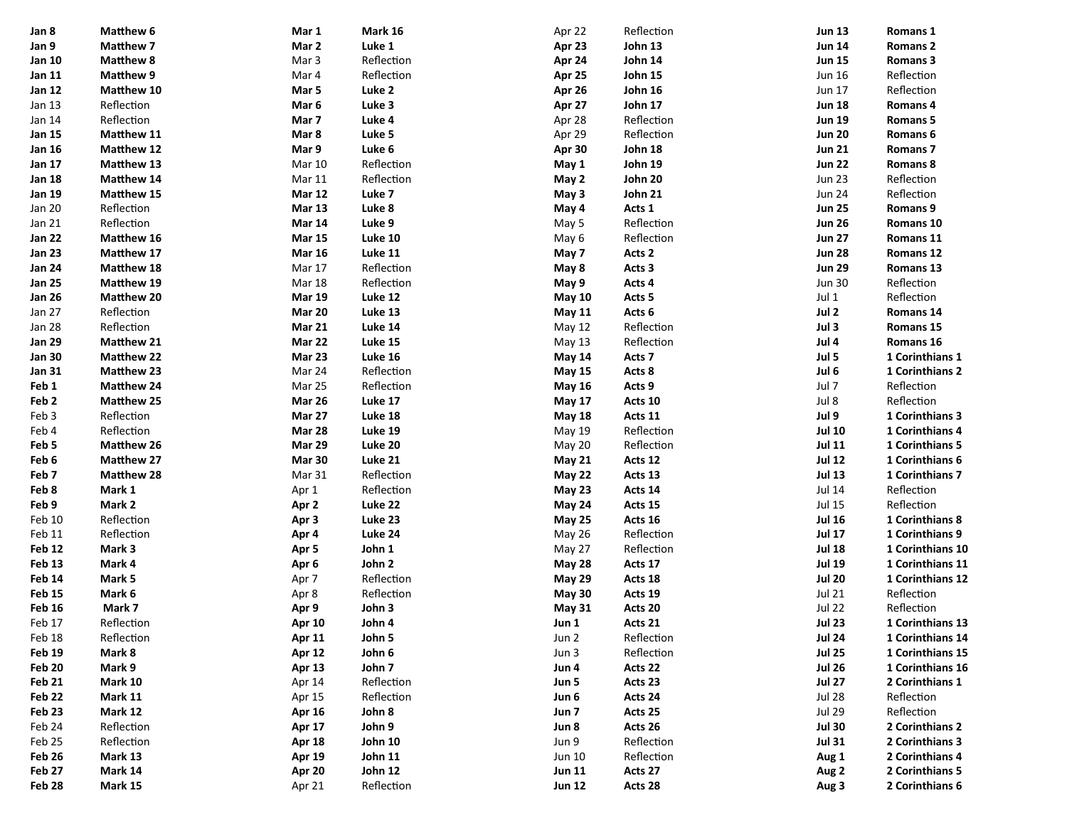| | |
|---|---|
| **Jan 8** | **Matthew 6** |
| **Jan 9** | **Matthew 7** |
| **Jan 10** | **Matthew 8** |
| **Jan 11** | **Matthew 9** |
| **Jan 12** | **Matthew 10** |
| Jan 13 | Reflection |
| Jan 14 | Reflection |
| **Jan 15** | **Matthew 11** |
| **Jan 16** | **Matthew 12** |
| **Jan 17** | **Matthew 13** |
| **Jan 18** | **Matthew 14** |
| **Jan 19** | **Matthew 15** |
| Jan 20 | Reflection |
| Jan 21 | Reflection |
| **Jan 22** | **Matthew 16** |
| **Jan 23** | **Matthew 17** |
| **Jan 24** | **Matthew 18** |
| **Jan 25** | **Matthew 19** |
| **Jan 26** | **Matthew 20** |
| Jan 27 | Reflection |
| Jan 28 | Reflection |
| **Jan 29** | **Matthew 21** |
| **Jan 30** | **Matthew 22** |
| **Jan 31** | **Matthew 23** |
| **Feb 1** | **Matthew 24** |
| **Feb 2** | **Matthew 25** |
| Feb 3 | Reflection |
| Feb 4 | Reflection |
| **Feb 5** | **Matthew 26** |
| **Feb 6** | **Matthew 27** |
| **Feb 7** | **Matthew 28** |
| **Feb 8** | **Mark 1** |
| **Feb 9** | **Mark 2** |
| Feb 10 | Reflection |
| Feb 11 | Reflection |
| **Feb 12** | **Mark 3** |
| **Feb 13** | **Mark 4** |
| **Feb 14** | **Mark 5** |
| **Feb 15** | **Mark 6** |
| **Feb 16** | **Mark 7** |
| Feb 17 | Reflection |
| Feb 18 | Reflection |
| **Feb 19** | **Mark 8** |
| **Feb 20** | **Mark 9** |
| **Feb 21** | **Mark 10** |
| **Feb 22** | **Mark 11** |
| **Feb 23** | **Mark 12** |
| Feb 24 | Reflection |
| Feb 25 | Reflection |
| **Feb 26** | **Mark 13** |
| **Feb 27** | **Mark 14** |
| **Feb 28** | **Mark 15** |
| **Mar 1** | **Mark 16** |
| **Mar 2** | **Luke 1** |
| Mar 3 | Reflection |
| Mar 4 | Reflection |
| **Mar 5** | **Luke 2** |
| **Mar 6** | **Luke 3** |
| **Mar 7** | **Luke 4** |
| **Mar 8** | **Luke 5** |
| **Mar 9** | **Luke 6** |
| Mar 10 | Reflection |
| Mar 11 | Reflection |
| **Mar 12** | **Luke 7** |
| **Mar 13** | **Luke 8** |
| **Mar 14** | **Luke 9** |
| **Mar 15** | **Luke 10** |
| **Mar 16** | **Luke 11** |
| Mar 17 | Reflection |
| Mar 18 | Reflection |
| **Mar 19** | **Luke 12** |
| **Mar 20** | **Luke 13** |
| **Mar 21** | **Luke 14** |
| **Mar 22** | **Luke 15** |
| **Mar 23** | **Luke 16** |
| Mar 24 | Reflection |
| Mar 25 | Reflection |
| **Mar 26** | **Luke 17** |
| **Mar 27** | **Luke 18** |
| **Mar 28** | **Luke 19** |
| **Mar 29** | **Luke 20** |
| **Mar 30** | **Luke 21** |
| Mar 31 | Reflection |
| Apr 1 | Reflection |
| **Apr 2** | **Luke 22** |
| **Apr 3** | **Luke 23** |
| **Apr 4** | **Luke 24** |
| **Apr 5** | **John 1** |
| **Apr 6** | **John 2** |
| Apr 7 | Reflection |
| Apr 8 | Reflection |
| **Apr 9** | **John 3** |
| **Apr 10** | **John 4** |
| **Apr 11** | **John 5** |
| **Apr 12** | **John 6** |
| **Apr 13** | **John 7** |
| Apr 14 | Reflection |
| Apr 15 | Reflection |
| **Apr 16** | **John 8** |
| **Apr 17** | **John 9** |
| **Apr 18** | **John 10** |
| **Apr 19** | **John 11** |
| **Apr 20** | **John 12** |
| Apr 21 | Reflection |
| Apr 22 | Reflection |
| **Apr 23** | **John 13** |
| **Apr 24** | **John 14** |
| **Apr 25** | **John 15** |
| **Apr 26** | **John 16** |
| **Apr 27** | **John 17** |
| Apr 28 | Reflection |
| Apr 29 | Reflection |
| **Apr 30** | **John 18** |
| **May 1** | **John 19** |
| **May 2** | **John 20** |
| **May 3** | **John 21** |
| **May 4** | **Acts 1** |
| May 5 | Reflection |
| May 6 | Reflection |
| **May 7** | **Acts 2** |
| **May 8** | **Acts 3** |
| **May 9** | **Acts 4** |
| **May 10** | **Acts 5** |
| **May 11** | **Acts 6** |
| May 12 | Reflection |
| May 13 | Reflection |
| **May 14** | **Acts 7** |
| **May 15** | **Acts 8** |
| **May 16** | **Acts 9** |
| **May 17** | **Acts 10** |
| **May 18** | **Acts 11** |
| May 19 | Reflection |
| May 20 | Reflection |
| **May 21** | **Acts 12** |
| **May 22** | **Acts 13** |
| **May 23** | **Acts 14** |
| **May 24** | **Acts 15** |
| **May 25** | **Acts 16** |
| May 26 | Reflection |
| May 27 | Reflection |
| **May 28** | **Acts 17** |
| **May 29** | **Acts 18** |
| **May 30** | **Acts 19** |
| **May 31** | **Acts 20** |
| **Jun 1** | **Acts 21** |
| Jun 2 | Reflection |
| Jun 3 | Reflection |
| **Jun 4** | **Acts 22** |
| **Jun 5** | **Acts 23** |
| **Jun 6** | **Acts 24** |
| **Jun 7** | **Acts 25** |
| **Jun 8** | **Acts 26** |
| Jun 9 | Reflection |
| Jun 10 | Reflection |
| **Jun 11** | **Acts 27** |
| **Jun 12** | **Acts 28** |
| **Jun 13** | **Romans 1** |
| **Jun 14** | **Romans 2** |
| **Jun 15** | **Romans 3** |
| Jun 16 | Reflection |
| Jun 17 | Reflection |
| **Jun 18** | **Romans 4** |
| **Jun 19** | **Romans 5** |
| **Jun 20** | **Romans 6** |
| **Jun 21** | **Romans 7** |
| **Jun 22** | **Romans 8** |
| Jun 23 | Reflection |
| Jun 24 | Reflection |
| **Jun 25** | **Romans 9** |
| **Jun 26** | **Romans 10** |
| **Jun 27** | **Romans 11** |
| **Jun 28** | **Romans 12** |
| **Jun 29** | **Romans 13** |
| Jun 30 | Reflection |
| Jul 1 | Reflection |
| **Jul 2** | **Romans 14** |
| **Jul 3** | **Romans 15** |
| **Jul 4** | **Romans 16** |
| **Jul 5** | **1 Corinthians 1** |
| **Jul 6** | **1 Corinthians 2** |
| Jul 7 | Reflection |
| Jul 8 | Reflection |
| **Jul 9** | **1 Corinthians 3** |
| **Jul 10** | **1 Corinthians 4** |
| **Jul 11** | **1 Corinthians 5** |
| **Jul 12** | **1 Corinthians 6** |
| **Jul 13** | **1 Corinthians 7** |
| Jul 14 | Reflection |
| Jul 15 | Reflection |
| **Jul 16** | **1 Corinthians 8** |
| **Jul 17** | **1 Corinthians 9** |
| **Jul 18** | **1 Corinthians 10** |
| **Jul 19** | **1 Corinthians 11** |
| **Jul 20** | **1 Corinthians 12** |
| Jul 21 | Reflection |
| Jul 22 | Reflection |
| **Jul 23** | **1 Corinthians 13** |
| **Jul 24** | **1 Corinthians 14** |
| **Jul 25** | **1 Corinthians 15** |
| **Jul 26** | **1 Corinthians 16** |
| **Jul 27** | **2 Corinthians 1** |
| Jul 28 | Reflection |
| Jul 29 | Reflection |
| **Jul 30** | **2 Corinthians 2** |
| **Jul 31** | **2 Corinthians 3** |
| **Aug 1** | **2 Corinthians 4** |
| **Aug 2** | **2 Corinthians 5** |
| **Aug 3** | **2 Corinthians 6** |